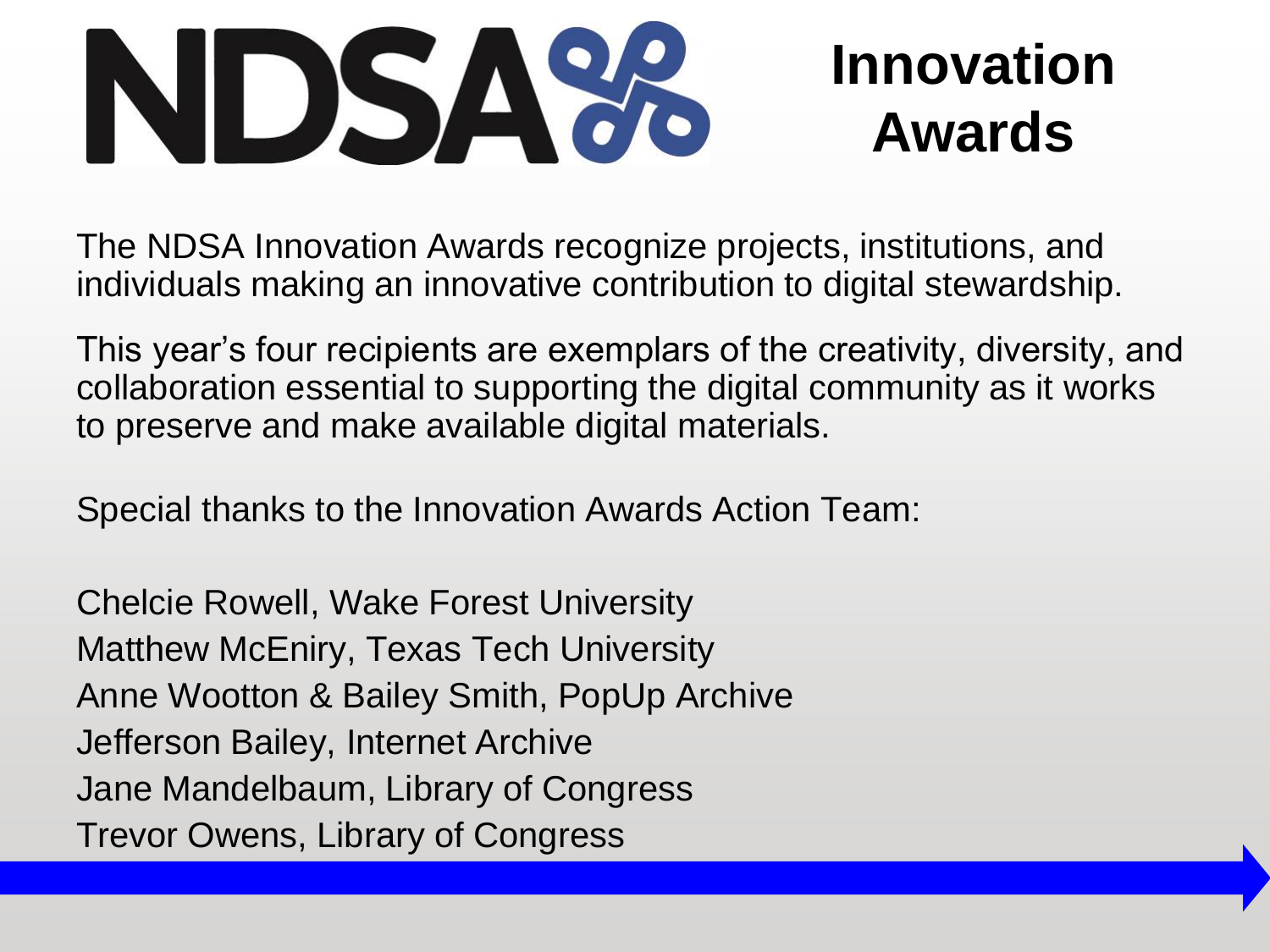# NDSA Innovation Awards

The NDSA Innovation Awards recognize projects, institutions, and individuals making an innovative contribution to digital stewardship.

This year's four recipients are exemplars of the creativity, diversity, and collaboration essential to supporting the digital community as it works to preserve and make available digital materials.

Special thanks to the Innovation Awards Action Team:

Chelcie Rowell, Wake Forest University
Matthew McEniry, Texas Tech University
Anne Wootton & Bailey Smith, PopUp Archive
Jefferson Bailey, Internet Archive
Jane Mandelbaum, Library of Congress
Trevor Owens, Library of Congress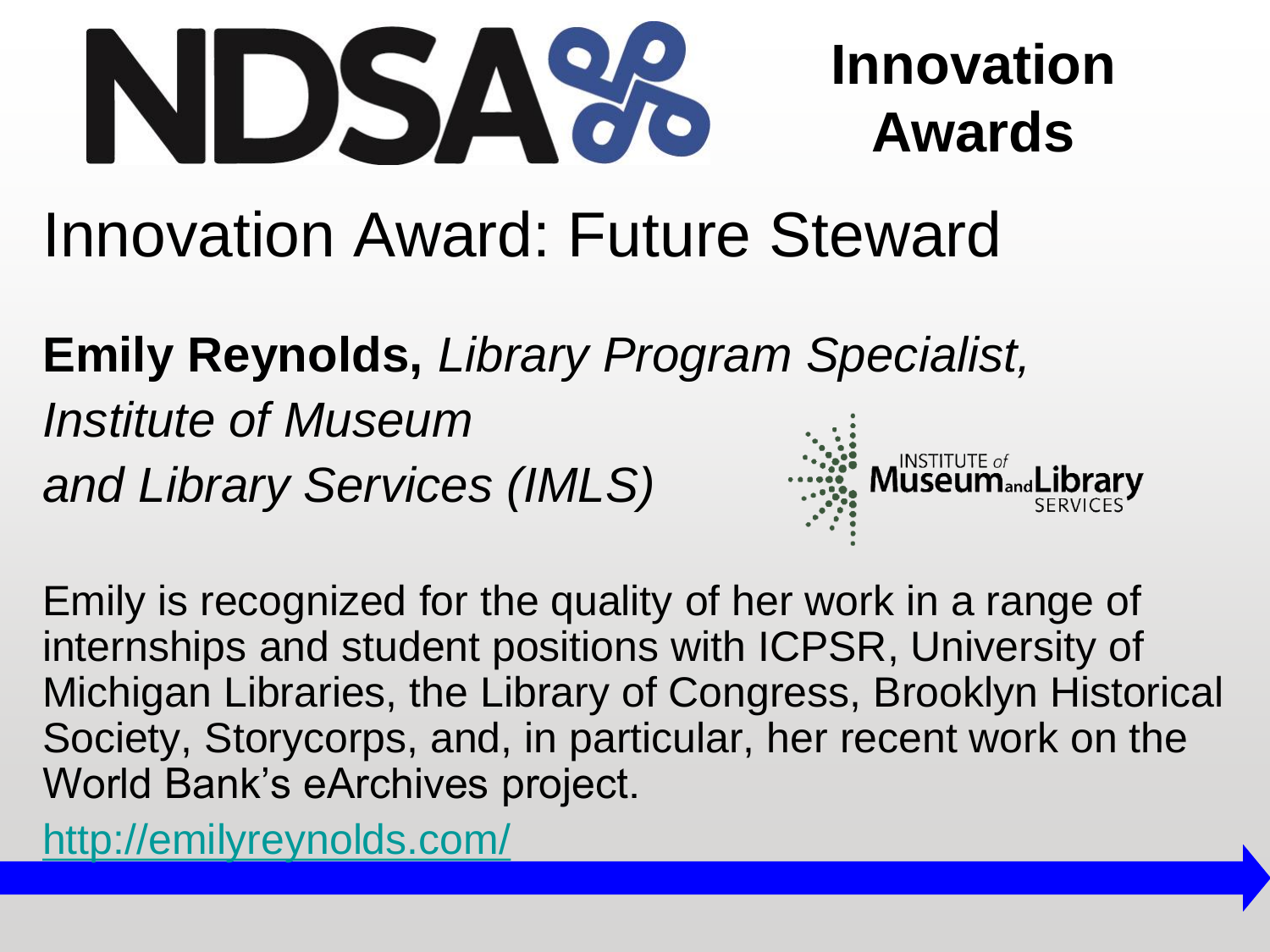# NDSA Innovation Awards

## Innovation Award: Future Steward

**Emily Reynolds,** *Library Program Specialist, Institute of Museum and Library Services (IMLS)*

INSTITUTE of Museum and Library SERVICES

Emily is recognized for the quality of her work in a range of internships and student positions with ICPSR, University of Michigan Libraries, the Library of Congress, Brooklyn Historical Society, Storycorps, and, in particular, her recent work on the World Bank's eArchives project.

http://emilyreynolds.com/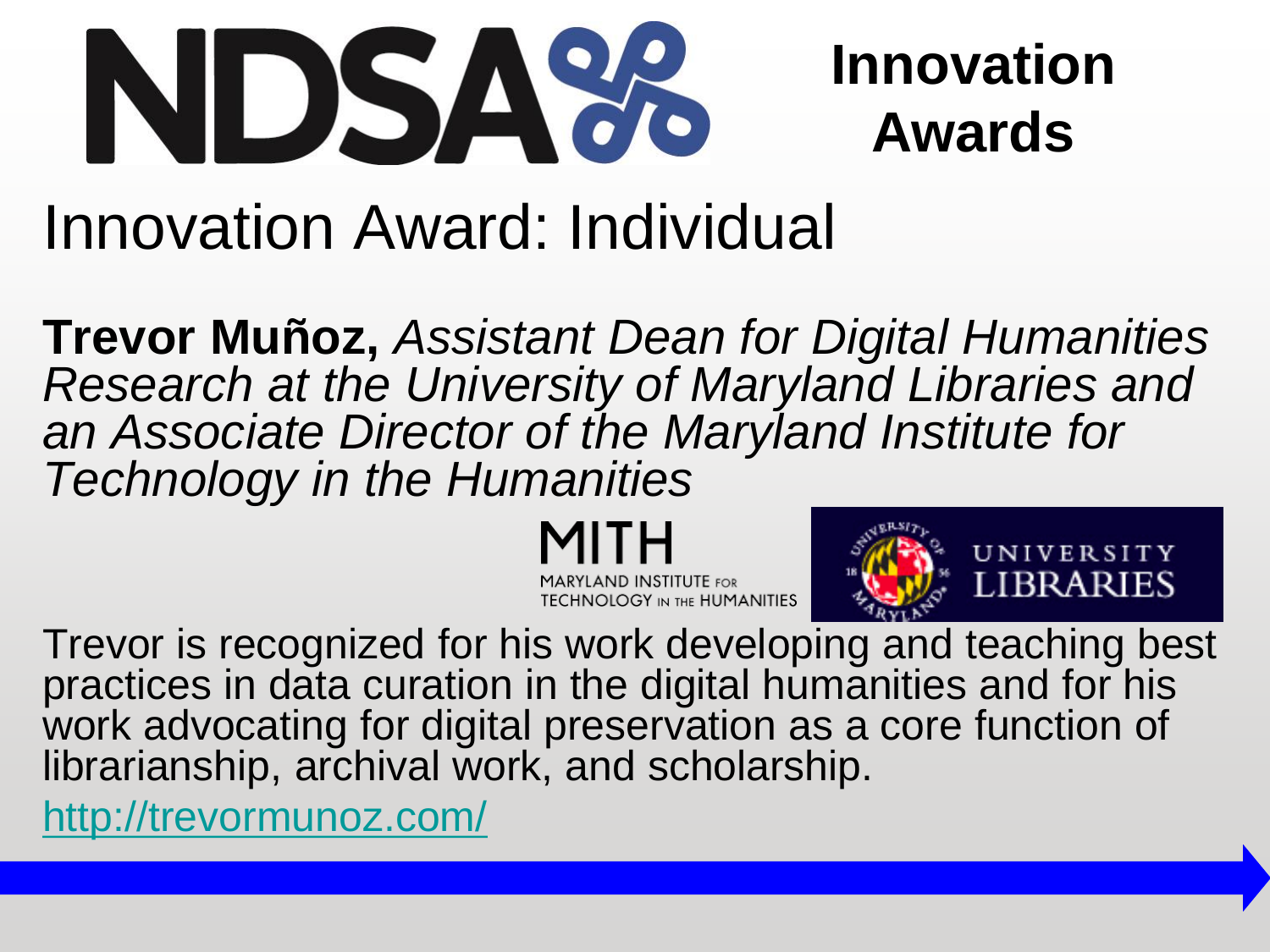# NDSA Innovation Awards

## Innovation Award: Individual

**Trevor Muñoz,** *Assistant Dean for Digital Humanities Research at the University of Maryland Libraries and an Associate Director of the Maryland Institute for Technology in the Humanities*

MITH
MARYLAND INSTITUTE FOR TECHNOLOGY IN THE HUMANITIES

UNIVERSITY LIBRARIES

Trevor is recognized for his work developing and teaching best practices in data curation in the digital humanities and for his work advocating for digital preservation as a core function of librarianship, archival work, and scholarship.

http://trevormunoz.com/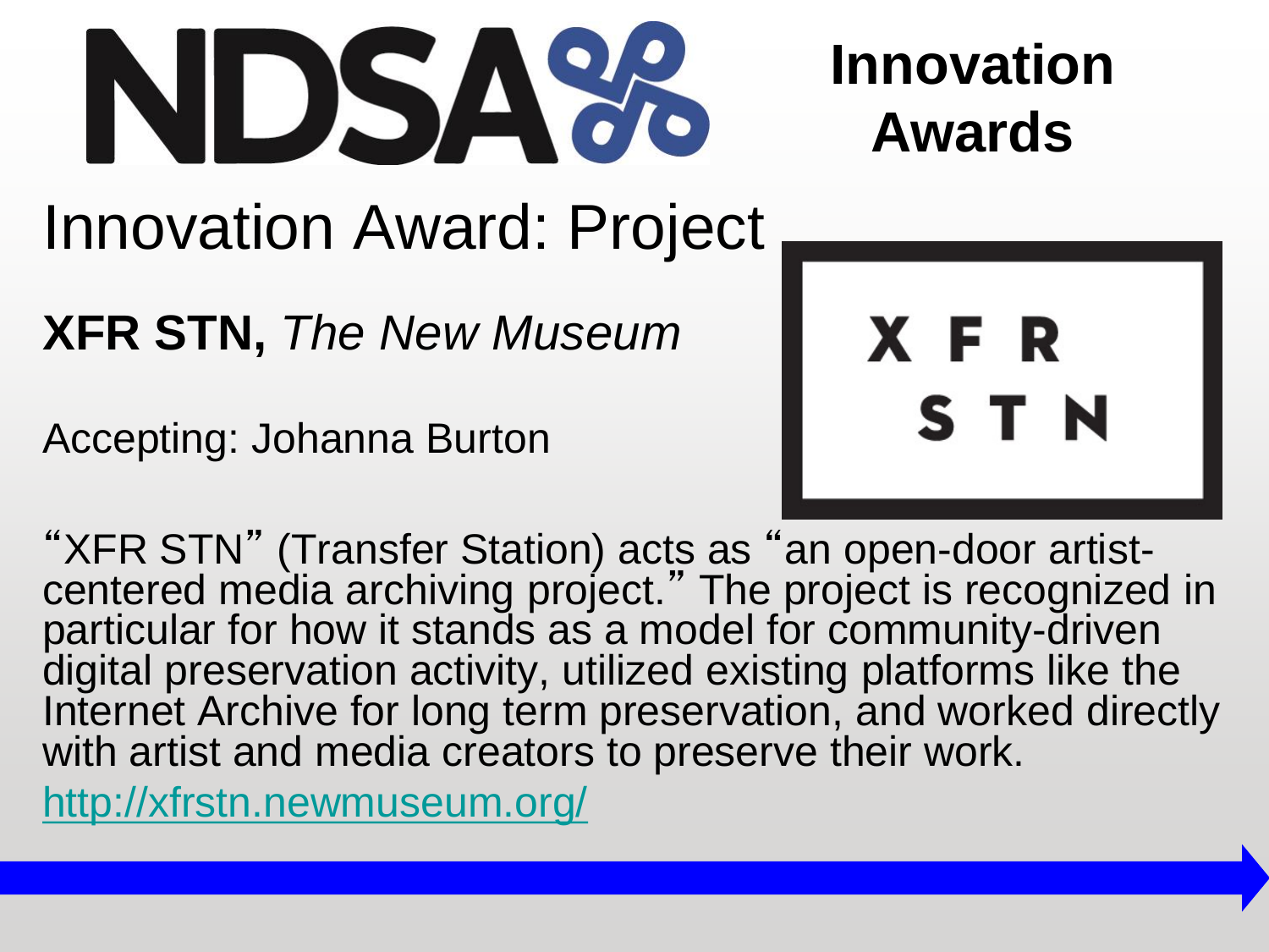NDSA

**Innovation Awards**

# Innovation Award: Project

**XFR STN,** *The New Museum*

Accepting: Johanna Burton

XFR STN

"XFR STN" (Transfer Station) acts as "an open-door artist-centered media archiving project." The project is recognized in particular for how it stands as a model for community-driven digital preservation activity, utilized existing platforms like the Internet Archive for long term preservation, and worked directly with artist and media creators to preserve their work.

http://xfrstn.newmuseum.org/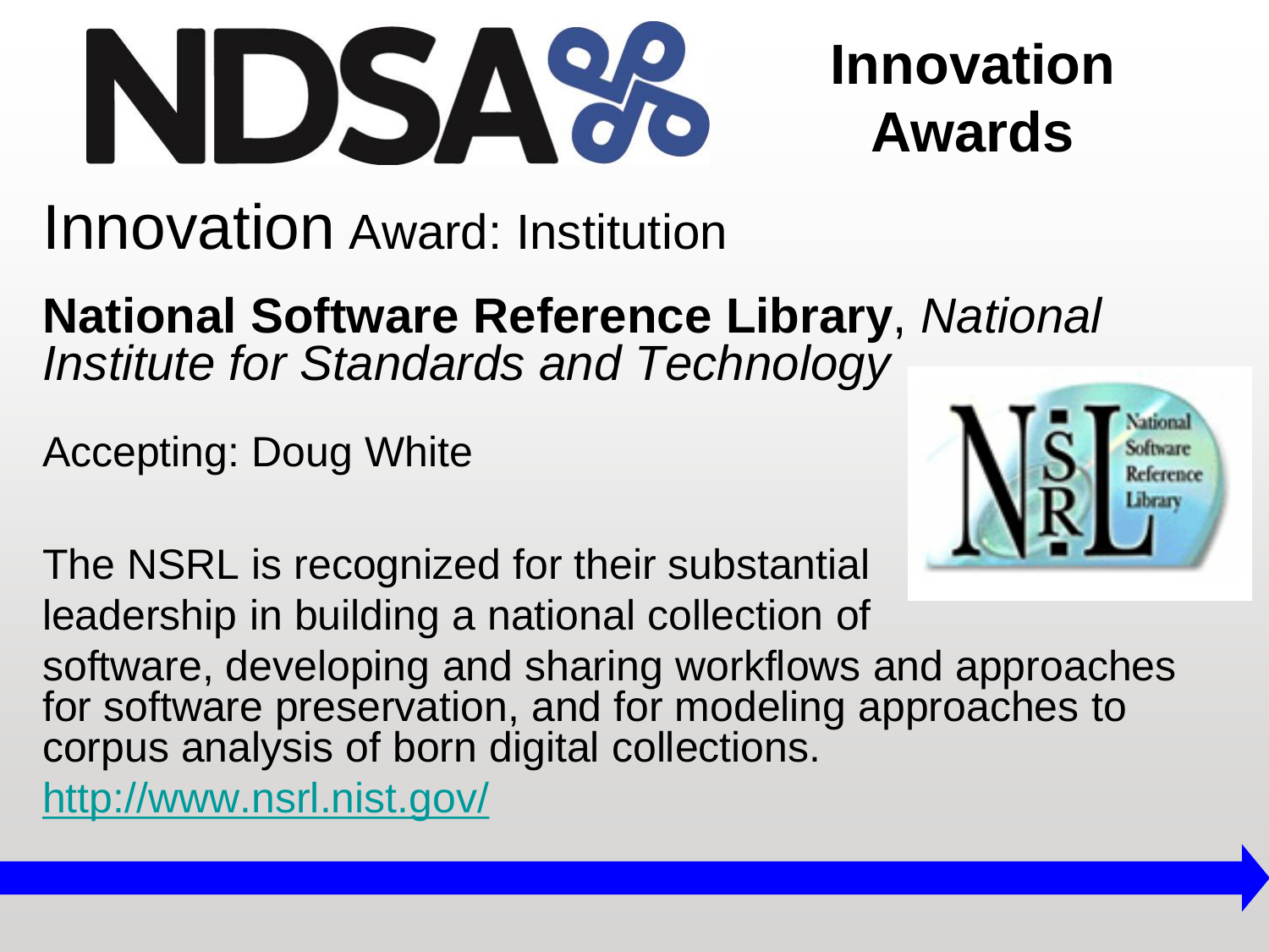NDSA

# Innovation Awards

## Innovation Award: Institution

**National Software Reference Library**, *National Institute for Standards and Technology*

Accepting: Doug White

The NSRL is recognized for their substantial leadership in building a national collection of software, developing and sharing workflows and approaches for software preservation, and for modeling approaches to corpus analysis of born digital collections.

http://www.nsrl.nist.gov/